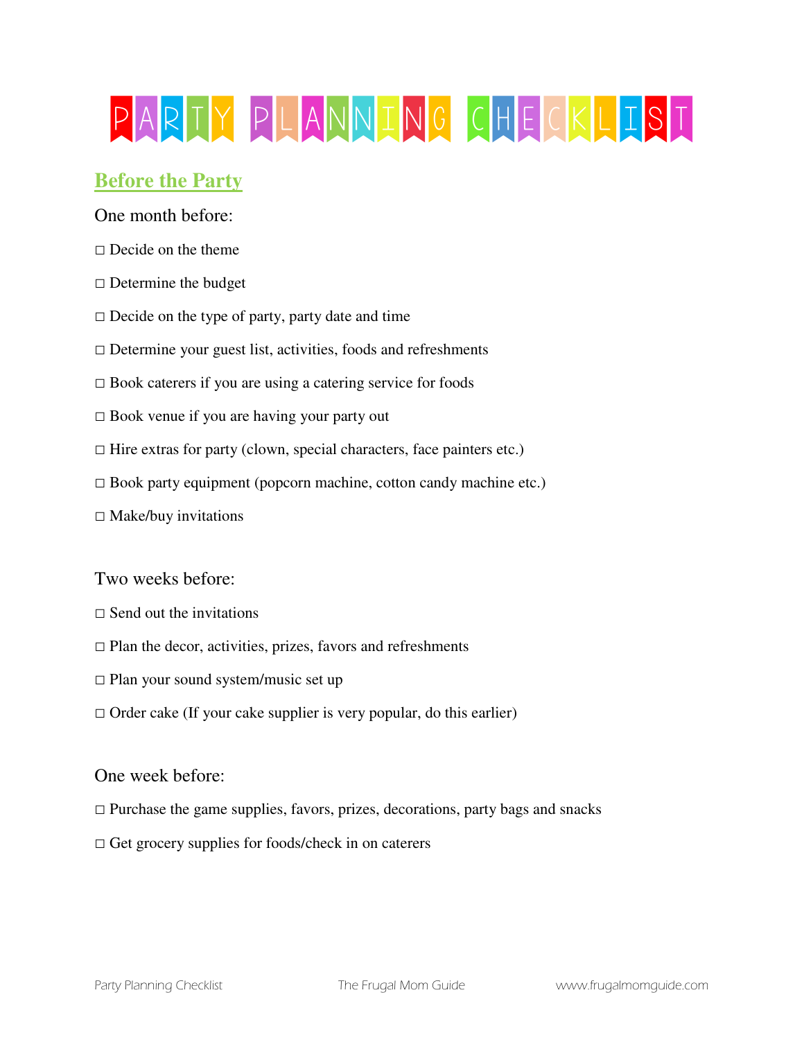# PARTY PLANNING CHECKLIST

## Before the Party

One month before:

- ☐ Decide on the theme
- ☐ Determine the budget
- ☐ Decide on the type of party, party date and time
- ☐ Determine your guest list, activities, foods and refreshments
- ☐ Book caterers if you are using a catering service for foods
- ☐ Book venue if you are having your party out
- ☐ Hire extras for party (clown, special characters, face painters etc.)
- ☐ Book party equipment (popcorn machine, cotton candy machine etc.)
- ☐ Make/buy invitations

Two weeks before:

- ☐ Send out the invitations
- ☐ Plan the decor, activities, prizes, favors and refreshments
- ☐ Plan your sound system/music set up
- ☐ Order cake (If your cake supplier is very popular, do this earlier)

One week before:

- ☐ Purchase the game supplies, favors, prizes, decorations, party bags and snacks
- ☐ Get grocery supplies for foods/check in on caterers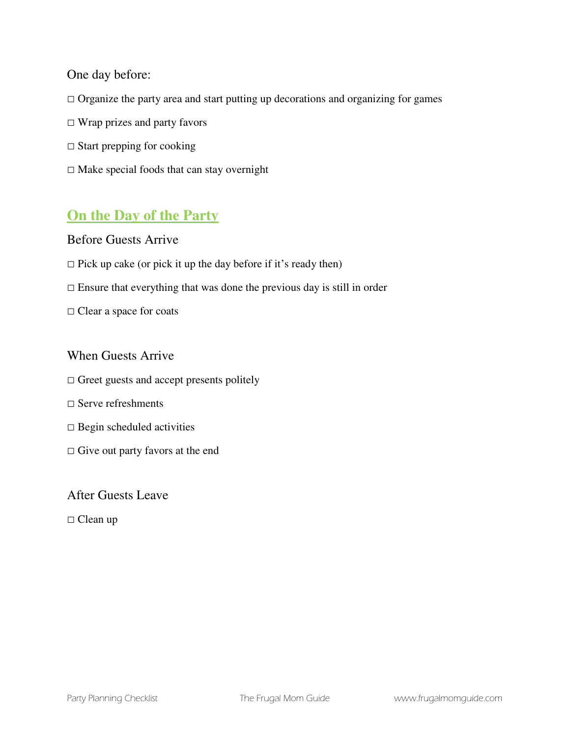One day before:

☐ Organize the party area and start putting up decorations and organizing for games

☐ Wrap prizes and party favors

☐ Start prepping for cooking

☐ Make special foods that can stay overnight

## On the Day of the Party

### Before Guests Arrive

☐ Pick up cake (or pick it up the day before if it's ready then)

☐ Ensure that everything that was done the previous day is still in order

☐ Clear a space for coats

### When Guests Arrive

☐ Greet guests and accept presents politely

☐ Serve refreshments

☐ Begin scheduled activities

☐ Give out party favors at the end

### After Guests Leave

☐ Clean up